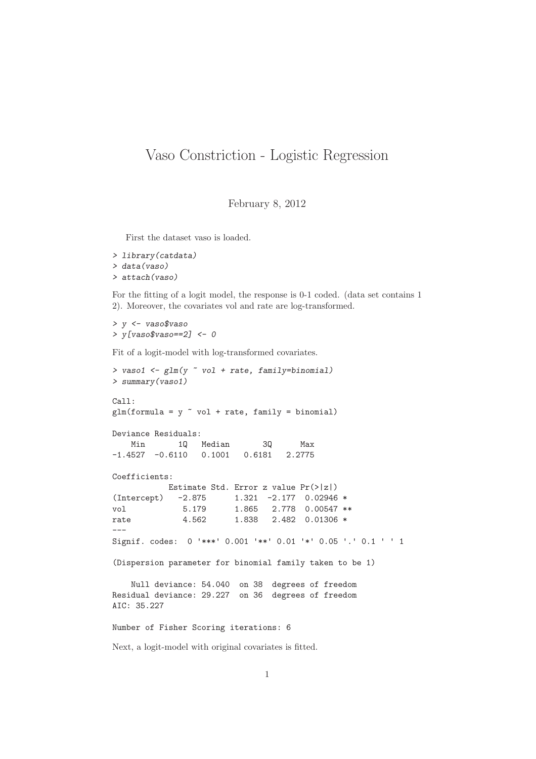# Vaso Constriction - Logistic Regression

February 8, 2012

First the dataset vaso is loaded.

```
> library(catdata)
> data(vaso)
> attach(vaso)
```

For the fitting of a logit model, the response is 0-1 coded. (data set contains 1 2). Moreover, the covariates vol and rate are log-transformed.

```
> y <- vaso$vaso
> y[vaso$vaso==2] <- 0
```

Fit of a logit-model with log-transformed covariates.

```
> vaso1 <- glm(y ~ vol + rate, family=binomial)
> summary(vaso1)

Call:
glm(formula = y ~ vol + rate, family = binomial)

Deviance Residuals:
    Min       1Q   Median       3Q      Max
-1.4527  -0.6110   0.1001   0.6181   2.2775

Coefficients:
            Estimate Std. Error z value Pr(>|z|)
(Intercept)   -2.875      1.321  -2.177  0.02946 *
vol            5.179      1.865   2.778  0.00547 **
rate           4.562      1.838   2.482  0.01306 *
---
Signif. codes:  0 '***' 0.001 '**' 0.01 '*' 0.05 '.' 0.1 ' ' 1

(Dispersion parameter for binomial family taken to be 1)

    Null deviance: 54.040  on 38  degrees of freedom
Residual deviance: 29.227  on 36  degrees of freedom
AIC: 35.227

Number of Fisher Scoring iterations: 6
```

Next, a logit-model with original covariates is fitted.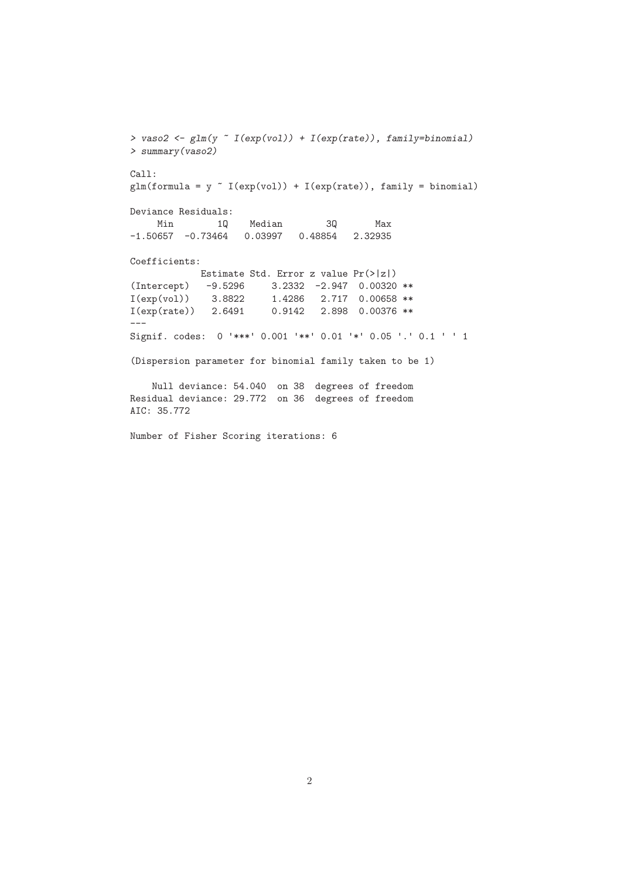```
> vaso2 <- glm(y ~ I(exp(vol)) + I(exp(rate)), family=binomial)
> summary(vaso2)

Call:
glm(formula = y ~ I(exp(vol)) + I(exp(rate)), family = binomial)

Deviance Residuals:
     Min        1Q    Median        3Q       Max
-1.50657  -0.73464   0.03997   0.48854   2.32935

Coefficients:
             Estimate Std. Error z value Pr(>|z|)
(Intercept)   -9.5296     3.2332  -2.947  0.00320 **
I(exp(vol))    3.8822     1.4286   2.717  0.00658 **
I(exp(rate))   2.6491     0.9142   2.898  0.00376 **
---
Signif. codes:  0 '***' 0.001 '**' 0.01 '*' 0.05 '.' 0.1 ' ' 1

(Dispersion parameter for binomial family taken to be 1)

    Null deviance: 54.040  on 38  degrees of freedom
Residual deviance: 29.772  on 36  degrees of freedom
AIC: 35.772

Number of Fisher Scoring iterations: 6
```